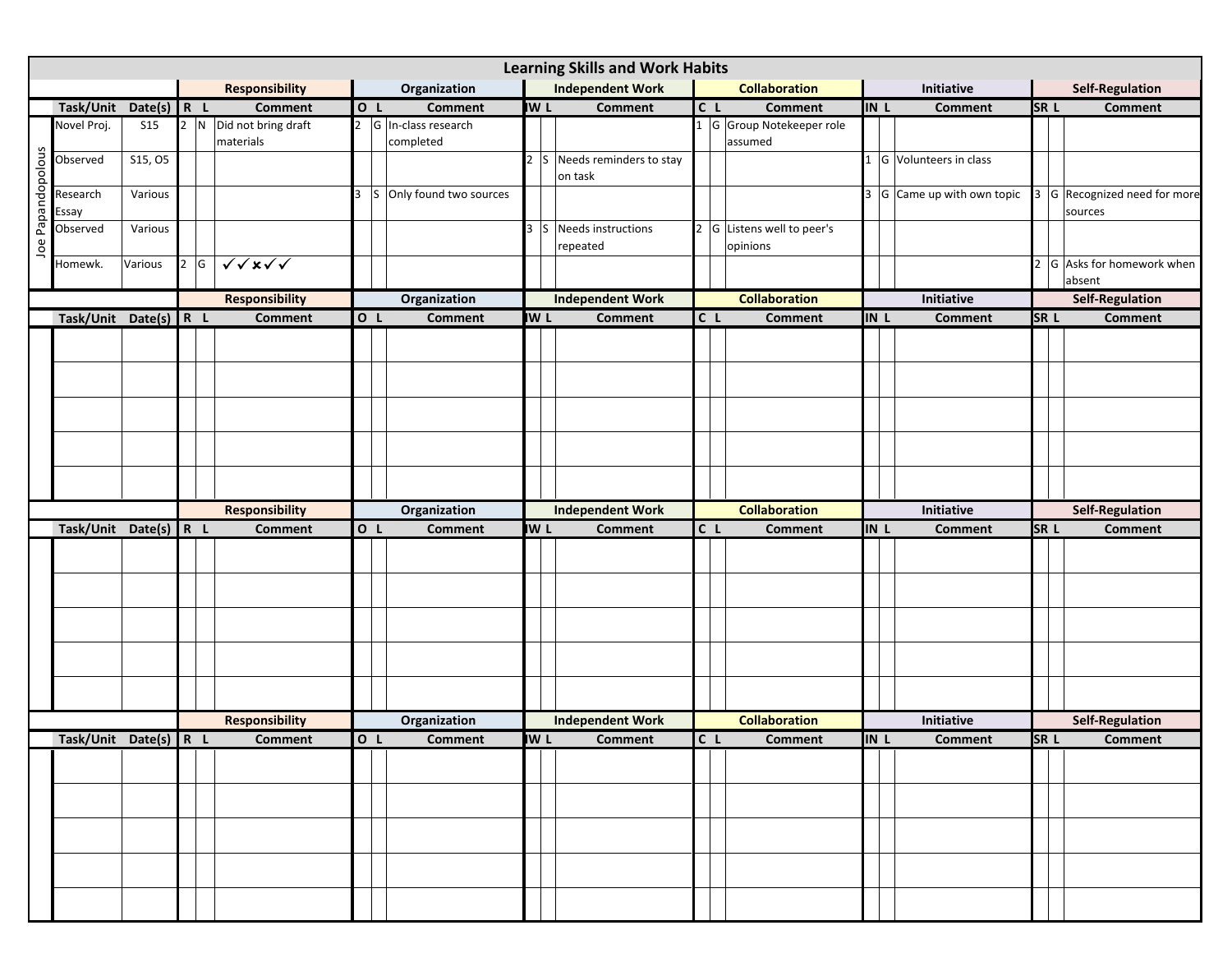# Learning Skills and Work Habits

| Student | Task/Unit | Date(s) | R | L | Comment | O | L | Comment | IW | L | Comment | C | L | Comment | IN | L | Comment | SR | L | Comment |
|---|---|---|---|---|---|---|---|---|---|---|---|---|---|---|---|---|---|---|---|---|
| | | | Responsibility | | | Organization | | | Independent Work | | | Collaboration | | | Initiative | | | Self-Regulation | | |
| Joe Papandopolous | Novel Proj. | S15 | 2 | N | Did not bring draft materials | 2 | G | In-class research completed | | | | 1 | G | Group Notekeeper role assumed | | | | | | |
| | Observed | S15, O5 | | | | | | | 2 | S | Needs reminders to stay on task | | | | 1 | G | Volunteers in class | | | |
| | Research Essay | Various | | | | 3 | S | Only found two sources | | | | | | | 3 | G | Came up with own topic | 3 | G | Recognized need for more sources |
| | Observed | Various | | | | | | | 3 | S | Needs instructions repeated | 2 | G | Listens well to peer's opinions | | | | | | |
| | Homewk. | Various | 2 | G | ✓✓✗✓✓ | | | | | | | | | | | | | 2 | G | Asks for homework when absent |

| Student | Task/Unit | Date(s) | R | L | Comment | O | L | Comment | IW | L | Comment | C | L | Comment | IN | L | Comment | SR | L | Comment |
|---|---|---|---|---|---|---|---|---|---|---|---|---|---|---|---|---|---|---|---|---|
| | | | Responsibility | | | Organization | | | Independent Work | | | Collaboration | | | Initiative | | | Self-Regulation | | |
| | | | | | | | | | | | | | | | | | | | | |
| | | | | | | | | | | | | | | | | | | | | |
| | | | | | | | | | | | | | | | | | | | | |
| | | | | | | | | | | | | | | | | | | | | |
| | | | | | | | | | | | | | | | | | | | | |

| Student | Task/Unit | Date(s) | R | L | Comment | O | L | Comment | IW | L | Comment | C | L | Comment | IN | L | Comment | SR | L | Comment |
|---|---|---|---|---|---|---|---|---|---|---|---|---|---|---|---|---|---|---|---|---|
| | | | Responsibility | | | Organization | | | Independent Work | | | Collaboration | | | Initiative | | | Self-Regulation | | |
| | | | | | | | | | | | | | | | | | | | | |
| | | | | | | | | | | | | | | | | | | | | |
| | | | | | | | | | | | | | | | | | | | | |
| | | | | | | | | | | | | | | | | | | | | |
| | | | | | | | | | | | | | | | | | | | | |

| Student | Task/Unit | Date(s) | R | L | Comment | O | L | Comment | IW | L | Comment | C | L | Comment | IN | L | Comment | SR | L | Comment |
|---|---|---|---|---|---|---|---|---|---|---|---|---|---|---|---|---|---|---|---|---|
| | | | Responsibility | | | Organization | | | Independent Work | | | Collaboration | | | Initiative | | | Self-Regulation | | |
| | | | | | | | | | | | | | | | | | | | | |
| | | | | | | | | | | | | | | | | | | | | |
| | | | | | | | | | | | | | | | | | | | | |
| | | | | | | | | | | | | | | | | | | | | |
| | | | | | | | | | | | | | | | | | | | | |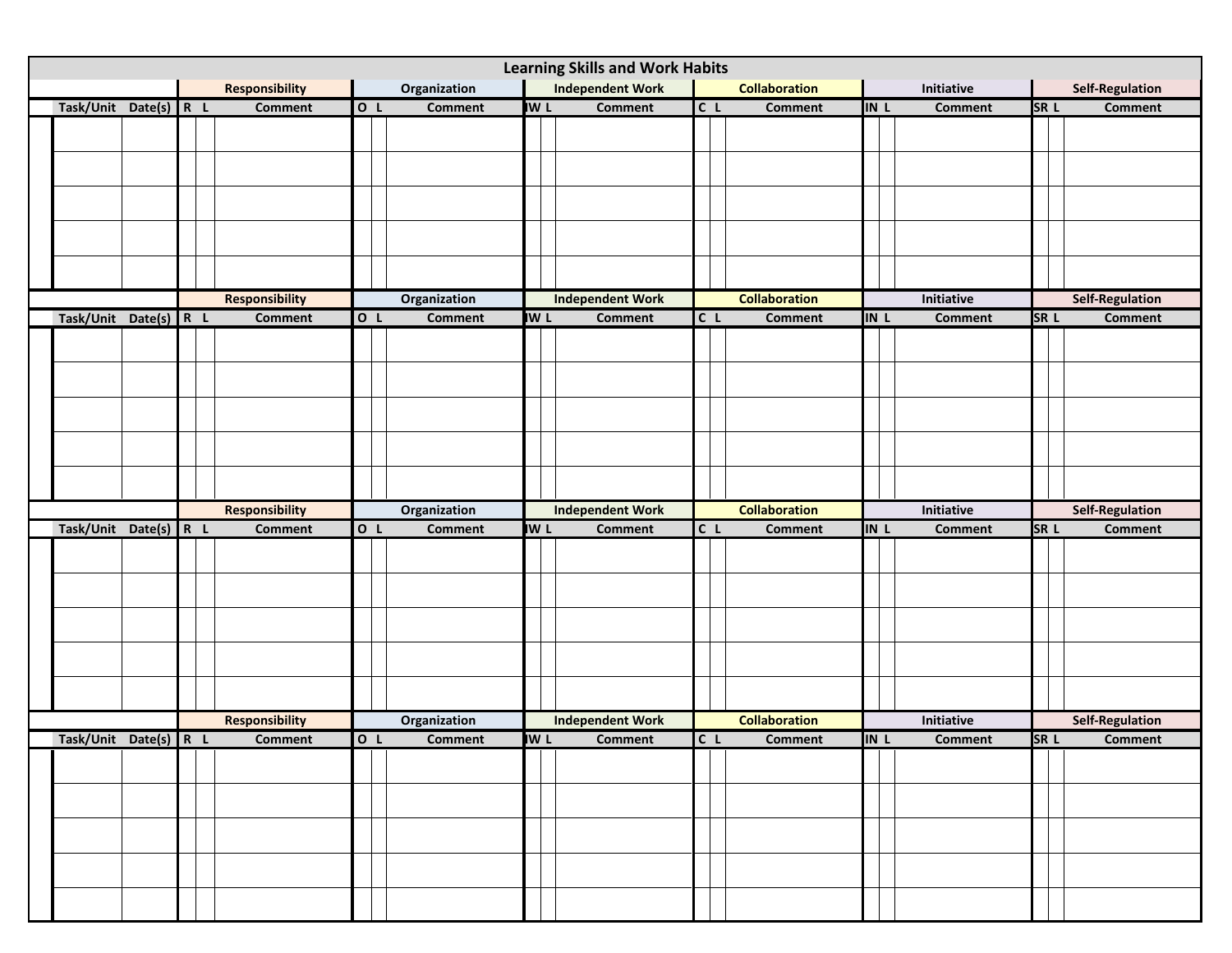# Learning Skills and Work Habits

| | | Responsibility | | | Organization | | | Independent Work | | | Collaboration | | | Initiative | | | Self-Regulation | | |
|---|---|---|---|---|---|---|---|---|---|---|---|---|---|---|---|---|---|---|---|
| **Task/Unit** | **Date(s)** | **R** | **L** | **Comment** | **O** | **L** | **Comment** | **IW** | **L** | **Comment** | **C** | **L** | **Comment** | **IN** | **L** | **Comment** | **SR** | **L** | **Comment** |
| | | | | | | | | | | | | | | | | | | | |
| | | | | | | | | | | | | | | | | | | | |
| | | | | | | | | | | | | | | | | | | | |
| | | | | | | | | | | | | | | | | | | | |
| | | | | | | | | | | | | | | | | | | | |

| | | Responsibility | | | Organization | | | Independent Work | | | Collaboration | | | Initiative | | | Self-Regulation | | |
|---|---|---|---|---|---|---|---|---|---|---|---|---|---|---|---|---|---|---|---|
| **Task/Unit** | **Date(s)** | **R** | **L** | **Comment** | **O** | **L** | **Comment** | **IW** | **L** | **Comment** | **C** | **L** | **Comment** | **IN** | **L** | **Comment** | **SR** | **L** | **Comment** |
| | | | | | | | | | | | | | | | | | | | |
| | | | | | | | | | | | | | | | | | | | |
| | | | | | | | | | | | | | | | | | | | |
| | | | | | | | | | | | | | | | | | | | |
| | | | | | | | | | | | | | | | | | | | |

| | | Responsibility | | | Organization | | | Independent Work | | | Collaboration | | | Initiative | | | Self-Regulation | | |
|---|---|---|---|---|---|---|---|---|---|---|---|---|---|---|---|---|---|---|---|
| **Task/Unit** | **Date(s)** | **R** | **L** | **Comment** | **O** | **L** | **Comment** | **IW** | **L** | **Comment** | **C** | **L** | **Comment** | **IN** | **L** | **Comment** | **SR** | **L** | **Comment** |
| | | | | | | | | | | | | | | | | | | | |
| | | | | | | | | | | | | | | | | | | | |
| | | | | | | | | | | | | | | | | | | | |
| | | | | | | | | | | | | | | | | | | | |
| | | | | | | | | | | | | | | | | | | | |

| | | Responsibility | | | Organization | | | Independent Work | | | Collaboration | | | Initiative | | | Self-Regulation | | |
|---|---|---|---|---|---|---|---|---|---|---|---|---|---|---|---|---|---|---|---|
| **Task/Unit** | **Date(s)** | **R** | **L** | **Comment** | **O** | **L** | **Comment** | **IW** | **L** | **Comment** | **C** | **L** | **Comment** | **IN** | **L** | **Comment** | **SR** | **L** | **Comment** |
| | | | | | | | | | | | | | | | | | | | |
| | | | | | | | | | | | | | | | | | | | |
| | | | | | | | | | | | | | | | | | | | |
| | | | | | | | | | | | | | | | | | | | |
| | | | | | | | | | | | | | | | | | | | |